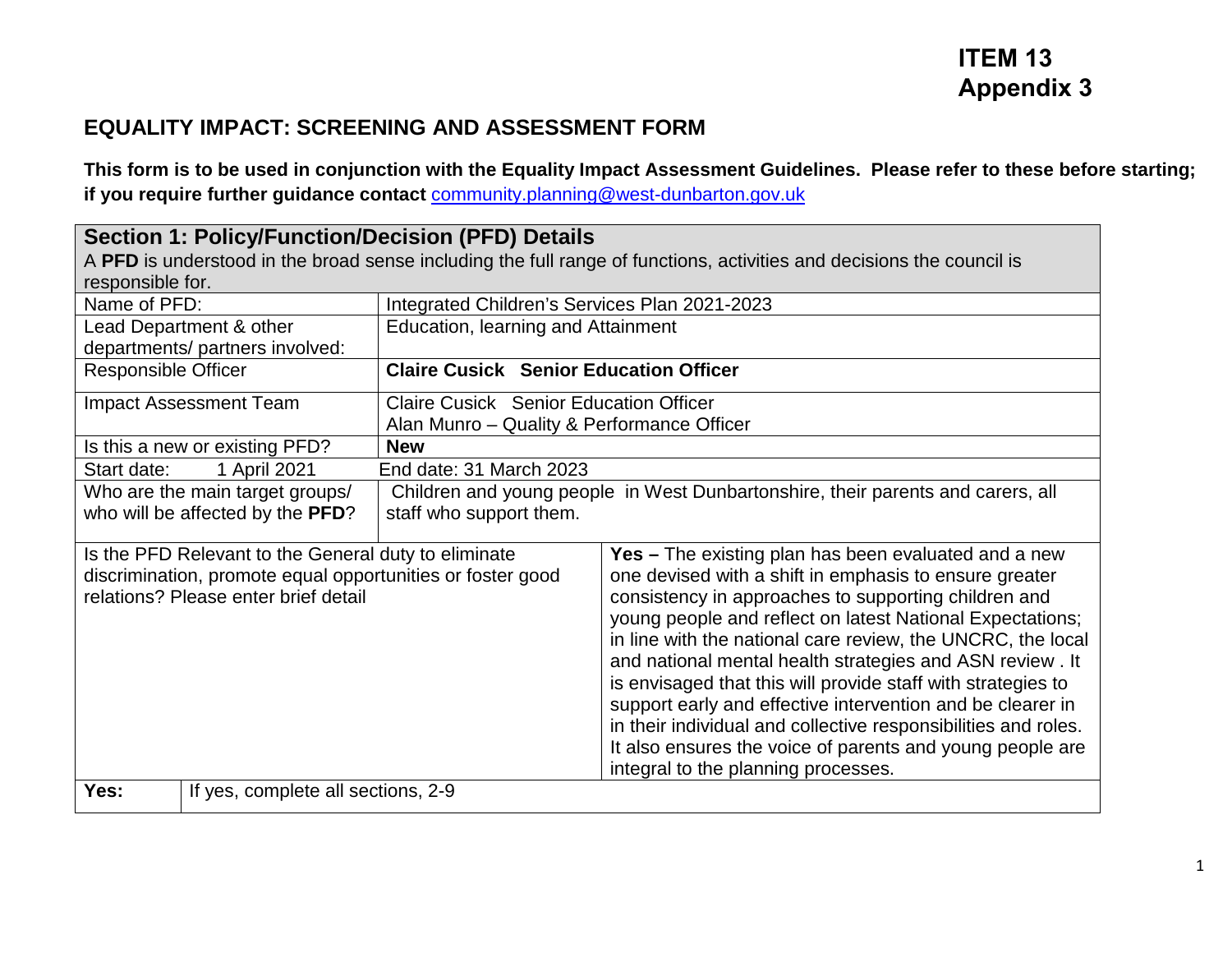**ITEM 13**
**Appendix 3**

## EQUALITY IMPACT: SCREENING AND ASSESSMENT FORM

**This form is to be used in conjunction with the Equality Impact Assessment Guidelines. Please refer to these before starting; if you require further guidance contact** [community.planning@west-dunbarton.gov.uk](mailto:community.planning@west-dunbarton.gov.uk)

| **Section 1: Policy/Function/Decision (PFD) Details** A **PFD** is understood in the broad sense including the full range of functions, activities and decisions the council is responsible for. | |
|---|---|
| Name of PFD: | Integrated Children's Services Plan 2021-2023 |
| Lead Department & other departments/ partners involved: | Education, learning and Attainment |
| Responsible Officer | **Claire Cusick Senior Education Officer** |
| Impact Assessment Team | Claire Cusick Senior Education Officer<br>Alan Munro – Quality & Performance Officer |
| Is this a new or existing PFD? | **New** |
| Start date: 1 April 2021 | End date: 31 March 2023 |
| Who are the main target groups/ who will be affected by the **PFD**? | Children and young people in West Dunbartonshire, their parents and carers, all staff who support them. |
| Is the PFD Relevant to the General duty to eliminate discrimination, promote equal opportunities or foster good relations? Please enter brief detail | **Yes –** The existing plan has been evaluated and a new one devised with a shift in emphasis to ensure greater consistency in approaches to supporting children and young people and reflect on latest National Expectations; in line with the national care review, the UNCRC, the local and national mental health strategies and ASN review . It is envisaged that this will provide staff with strategies to support early and effective intervention and be clearer in in their individual and collective responsibilities and roles. It also ensures the voice of parents and young people are integral to the planning processes. |
| **Yes:** | If yes, complete all sections, 2-9 |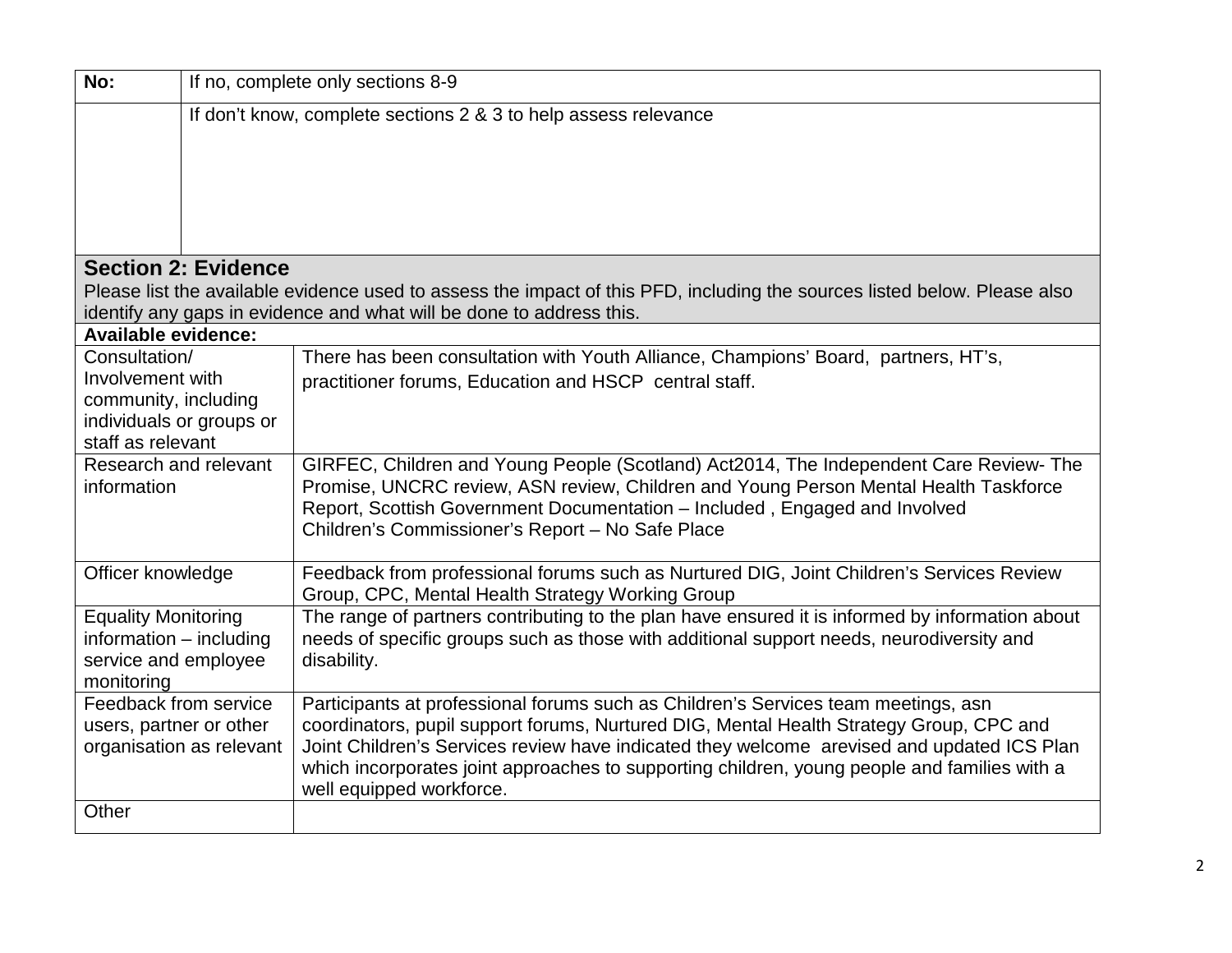| No: | If no, complete only sections 8-9 |
| --- | --- |
| | If don't know, complete sections 2 & 3 to help assess relevance |

## Section 2: Evidence

Please list the available evidence used to assess the impact of this PFD, including the sources listed below. Please also identify any gaps in evidence and what will be done to address this.

**Available evidence:**

| | |
| --- | --- |
| Consultation/ Involvement with community, including individuals or groups or staff as relevant | There has been consultation with Youth Alliance, Champions' Board, partners, HT's, practitioner forums, Education and HSCP central staff. |
| Research and relevant information | GIRFEC, Children and Young People (Scotland) Act2014, The Independent Care Review- The Promise, UNCRC review, ASN review, Children and Young Person Mental Health Taskforce Report, Scottish Government Documentation – Included , Engaged and Involved<br>Children's Commissioner's Report – No Safe Place |
| Officer knowledge | Feedback from professional forums such as Nurtured DIG, Joint Children's Services Review Group, CPC, Mental Health Strategy Working Group |
| Equality Monitoring information – including service and employee monitoring | The range of partners contributing to the plan have ensured it is informed by information about needs of specific groups such as those with additional support needs, neurodiversity and disability. |
| Feedback from service users, partner or other organisation as relevant | Participants at professional forums such as Children's Services team meetings, asn coordinators, pupil support forums, Nurtured DIG, Mental Health Strategy Group, CPC and Joint Children's Services review have indicated they welcome arevised and updated ICS Plan which incorporates joint approaches to supporting children, young people and families with a well equipped workforce. |
| Other | |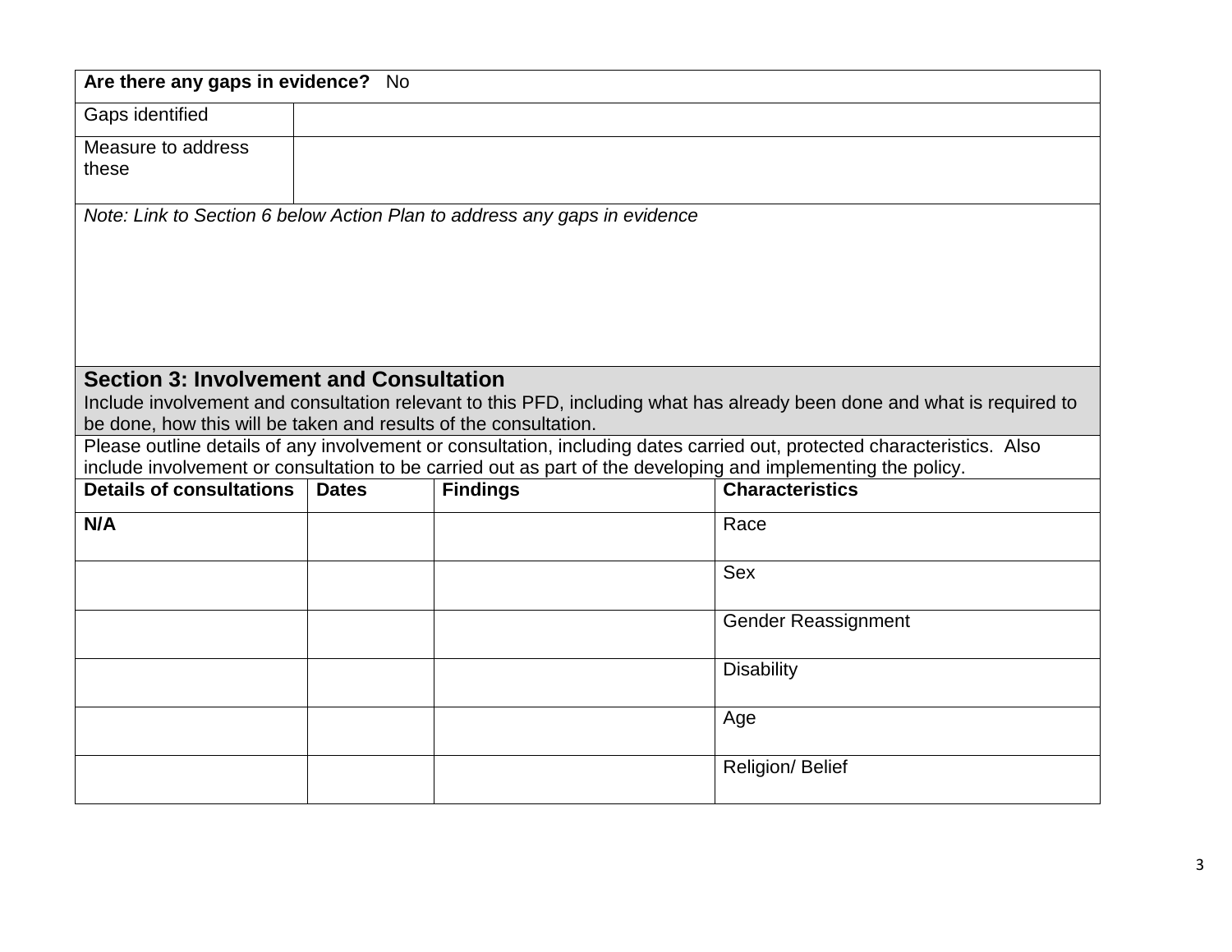| **Are there any gaps in evidence?** No | |
|---|---|
| Gaps identified | |
| Measure to address these | |

*Note: Link to Section 6 below Action Plan to address any gaps in evidence*

## Section 3: Involvement and Consultation

Include involvement and consultation relevant to this PFD, including what has already been done and what is required to be done, how this will be taken and results of the consultation.

Please outline details of any involvement or consultation, including dates carried out, protected characteristics. Also include involvement or consultation to be carried out as part of the developing and implementing the policy.

| **Details of consultations** | **Dates** | **Findings** | **Characteristics** |
|---|---|---|---|
| **N/A** | | | Race |
| | | | Sex |
| | | | Gender Reassignment |
| | | | Disability |
| | | | Age |
| | | | Religion/ Belief |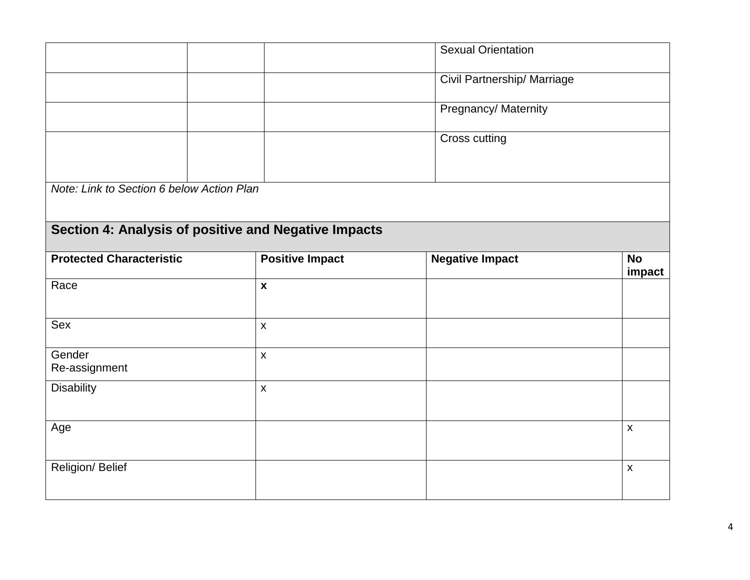| | | | |
|---|---|---|---|
| | | | Sexual Orientation |
| | | | Civil Partnership/ Marriage |
| | | | Pregnancy/ Maternity |
| | | | Cross cutting |

*Note: Link to Section 6 below Action Plan*

## Section 4: Analysis of positive and Negative Impacts

| Protected Characteristic | Positive Impact | Negative Impact | No impact |
|---|---|---|---|
| Race | **x** | | |
| Sex | x | | |
| Gender Re-assignment | x | | |
| Disability | x | | |
| Age | | | x |
| Religion/ Belief | | | x |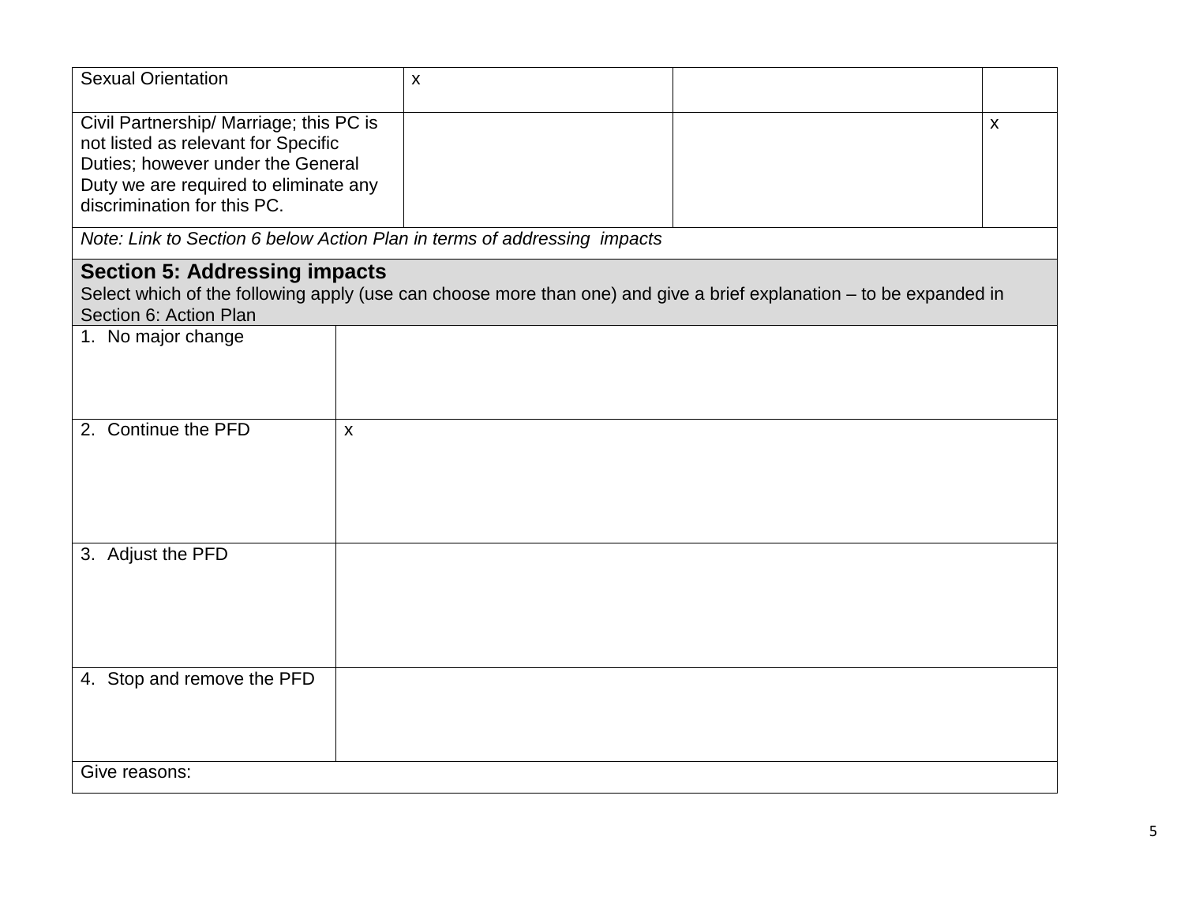| | | | |
|---|---|---|---|
| Sexual Orientation | x | | |
| Civil Partnership/ Marriage; this PC is not listed as relevant for Specific Duties; however under the General Duty we are required to eliminate any discrimination for this PC. | | | x |
| *Note: Link to Section 6 below Action Plan in terms of addressing impacts* | | | |

## Section 5: Addressing impacts

Select which of the following apply (use can choose more than one) and give a brief explanation – to be expanded in Section 6: Action Plan

| | |
|---|---|
| 1. No major change | |
| 2. Continue the PFD | x |
| 3. Adjust the PFD | |
| 4. Stop and remove the PFD | |
| Give reasons: | |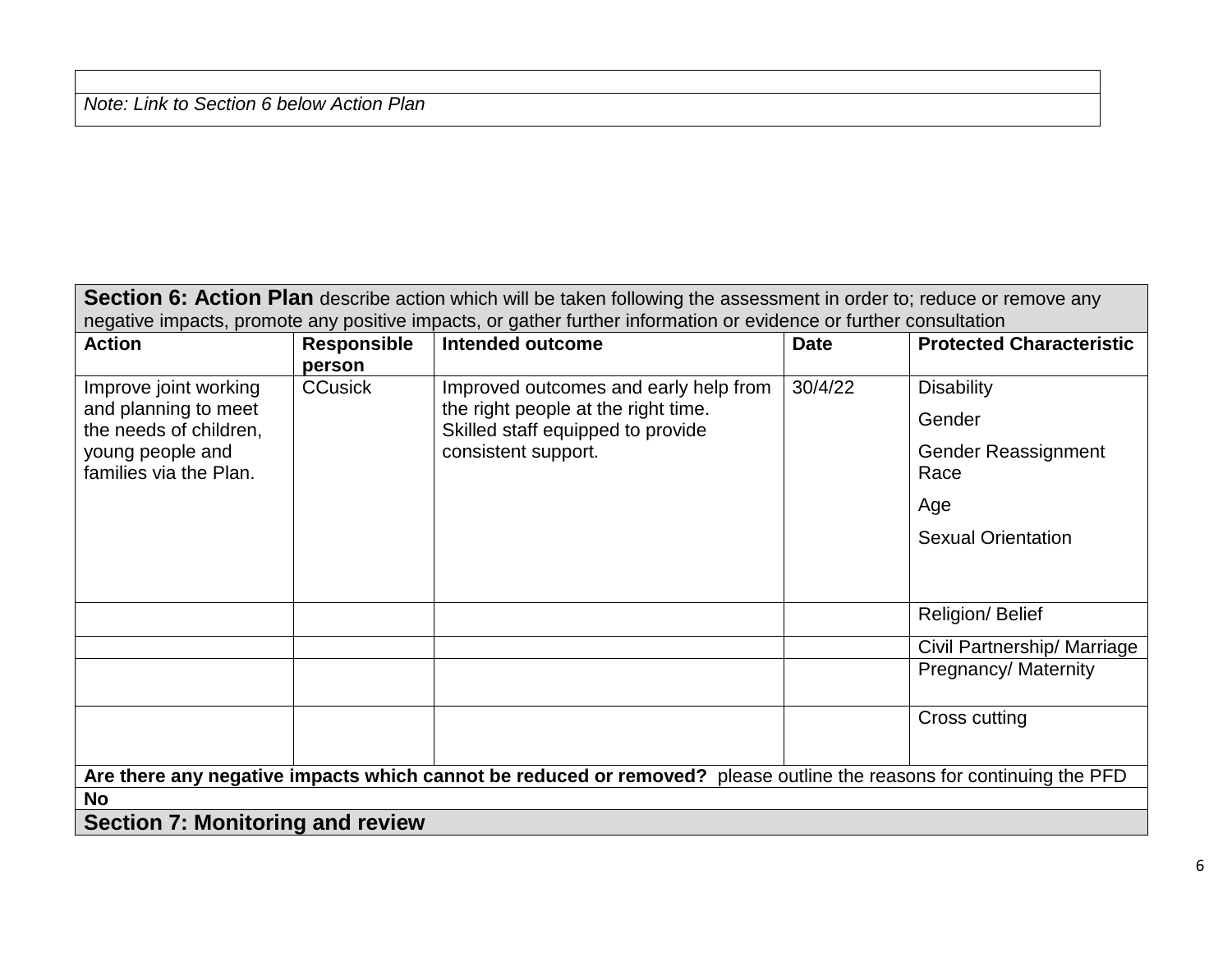| |
|---|
| *Note: Link to Section 6 below Action Plan* |

| **Section 6: Action Plan** describe action which will be taken following the assessment in order to; reduce or remove any negative impacts, promote any positive impacts, or gather further information or evidence or further consultation | | | | |
|---|---|---|---|---|
| **Action** | **Responsible person** | **Intended outcome** | **Date** | **Protected Characteristic** |
| Improve joint working and planning to meet the needs of children, young people and families via the Plan. | CCusick | Improved outcomes and early help from the right people at the right time. Skilled staff equipped to provide consistent support. | 30/4/22 | Disability<br>Gender<br>Gender Reassignment Race<br>Age<br>Sexual Orientation |
| | | | | Religion/ Belief |
| | | | | Civil Partnership/ Marriage |
| | | | | Pregnancy/ Maternity |
| | | | | Cross cutting |
| **Are there any negative impacts which cannot be reduced or removed?** please outline the reasons for continuing the PFD | | | | |
| **No** | | | | |
| **Section 7: Monitoring and review** | | | | |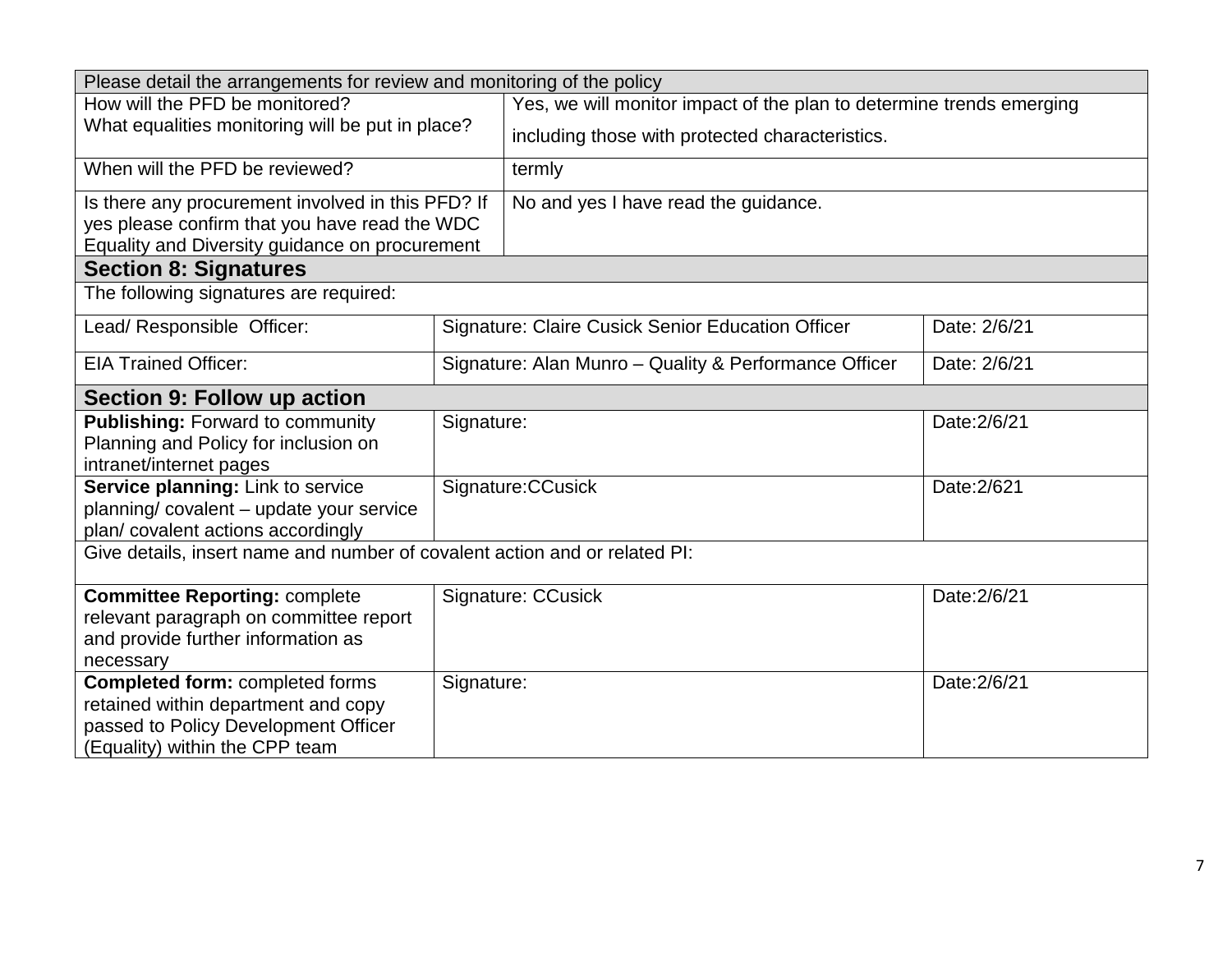| Please detail the arrangements for review and monitoring of the policy | |
|---|---|
| How will the PFD be monitored?<br>What equalities monitoring will be put in place? | Yes, we will monitor impact of the plan to determine trends emerging including those with protected characteristics. |
| When will the PFD be reviewed? | termly |
| Is there any procurement involved in this PFD? If yes please confirm that you have read the WDC Equality and Diversity guidance on procurement | No and yes I have read the guidance. |

## Section 8: Signatures

The following signatures are required:

| | | |
|---|---|---|
| Lead/ Responsible Officer: | Signature: Claire Cusick Senior Education Officer | Date: 2/6/21 |
| EIA Trained Officer: | Signature: Alan Munro – Quality & Performance Officer | Date: 2/6/21 |

## Section 9: Follow up action

| | | |
|---|---|---|
| **Publishing:** Forward to community Planning and Policy for inclusion on intranet/internet pages | Signature: | Date:2/6/21 |
| **Service planning:** Link to service planning/ covalent – update your service plan/ covalent actions accordingly | Signature:CCusick | Date:2/621 |
| Give details, insert name and number of covalent action and or related PI: | | |
| **Committee Reporting:** complete relevant paragraph on committee report and provide further information as necessary | Signature: CCusick | Date:2/6/21 |
| **Completed form:** completed forms retained within department and copy passed to Policy Development Officer (Equality) within the CPP team | Signature: | Date:2/6/21 |